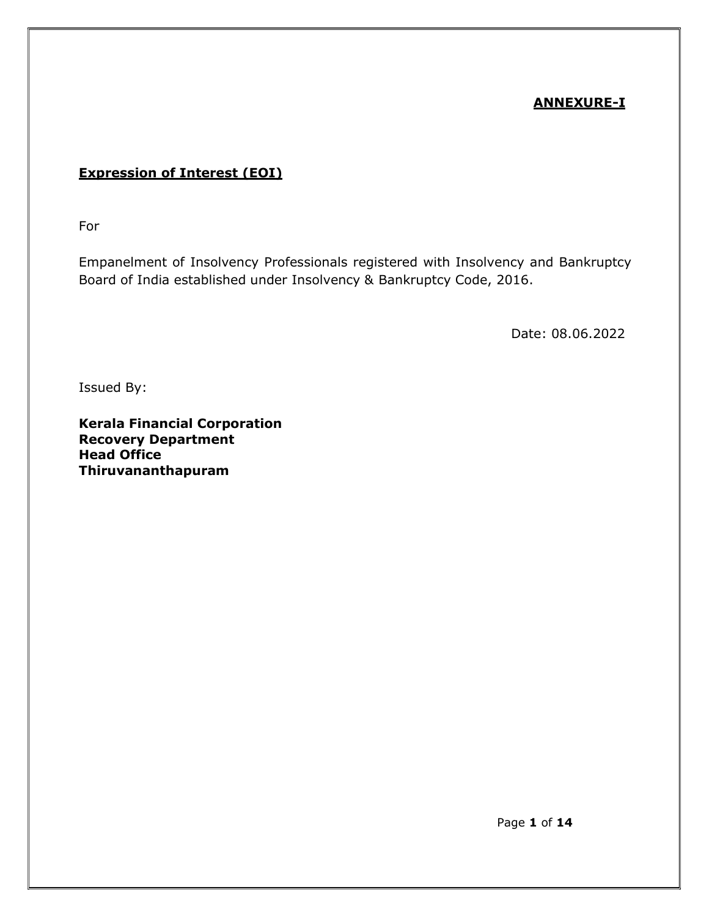**ANNEXURE-I**

**Expression of Interest (EOI)**

For

Empanelment of Insolvency Professionals registered with Insolvency and Bankruptcy Board of India established under Insolvency & Bankruptcy Code, 2016.

Date: 08.06.2022

Issued By:

**Kerala Financial Corporation**
**Recovery Department**
**Head Office**
**Thiruvananthapuram**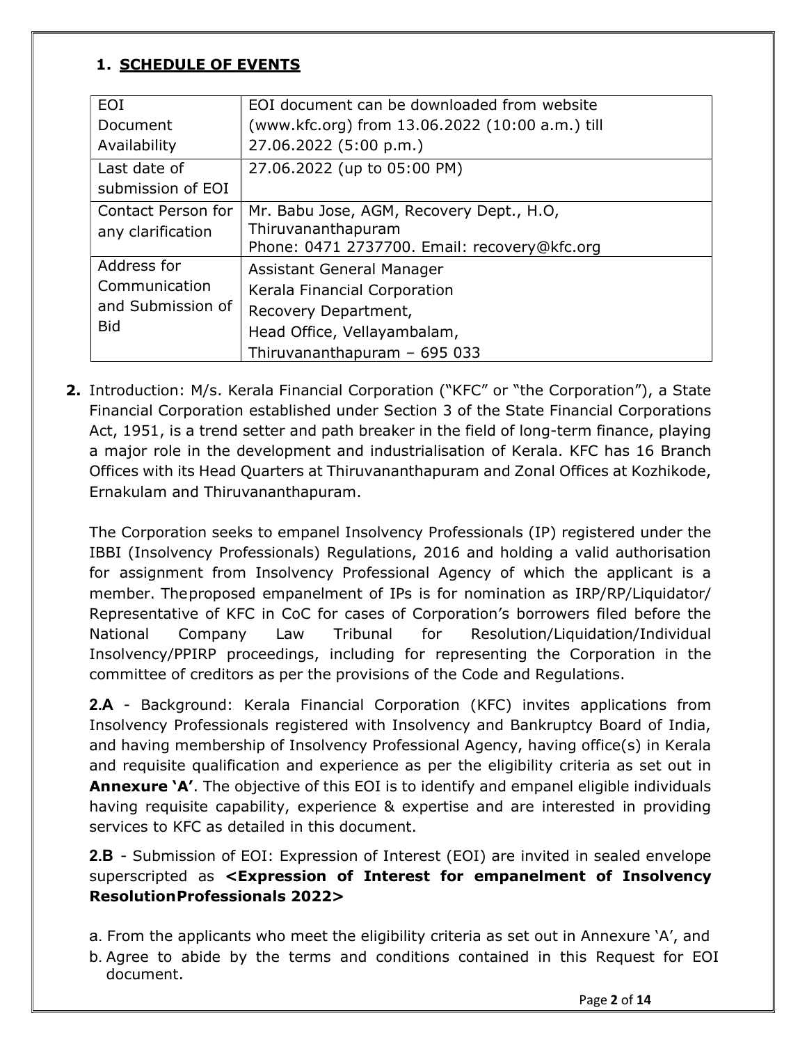## 1. SCHEDULE OF EVENTS

| EOI Document Availability | EOI document can be downloaded from website (www.kfc.org) from 13.06.2022 (10:00 a.m.) till 27.06.2022 (5:00 p.m.) |
|---|---|
| Last date of submission of EOI | 27.06.2022 (up to 05:00 PM) |
| Contact Person for any clarification | Mr. Babu Jose, AGM, Recovery Dept., H.O, Thiruvananthapuram<br>Phone: 0471 2737700. Email: recovery@kfc.org |
| Address for Communication and Submission of Bid | Assistant General Manager<br>Kerala Financial Corporation<br>Recovery Department,<br>Head Office, Vellayambalam,<br>Thiruvananthapuram – 695 033 |

**2.** Introduction: M/s. Kerala Financial Corporation ("KFC" or "the Corporation"), a State Financial Corporation established under Section 3 of the State Financial Corporations Act, 1951, is a trend setter and path breaker in the field of long-term finance, playing a major role in the development and industrialisation of Kerala. KFC has 16 Branch Offices with its Head Quarters at Thiruvananthapuram and Zonal Offices at Kozhikode, Ernakulam and Thiruvananthapuram.

The Corporation seeks to empanel Insolvency Professionals (IP) registered under the IBBI (Insolvency Professionals) Regulations, 2016 and holding a valid authorisation for assignment from Insolvency Professional Agency of which the applicant is a member. Theproposed empanelment of IPs is for nomination as IRP/RP/Liquidator/ Representative of KFC in CoC for cases of Corporation's borrowers filed before the National Company Law Tribunal for Resolution/Liquidation/Individual Insolvency/PPIRP proceedings, including for representing the Corporation in the committee of creditors as per the provisions of the Code and Regulations.

**2.A** - Background: Kerala Financial Corporation (KFC) invites applications from Insolvency Professionals registered with Insolvency and Bankruptcy Board of India, and having membership of Insolvency Professional Agency, having office(s) in Kerala and requisite qualification and experience as per the eligibility criteria as set out in **Annexure 'A'**. The objective of this EOI is to identify and empanel eligible individuals having requisite capability, experience & expertise and are interested in providing services to KFC as detailed in this document.

**2.B** - Submission of EOI: Expression of Interest (EOI) are invited in sealed envelope superscripted as **<Expression of Interest for empanelment of Insolvency ResolutionProfessionals 2022>**

a. From the applicants who meet the eligibility criteria as set out in Annexure 'A', and

b. Agree to abide by the terms and conditions contained in this Request for EOI document.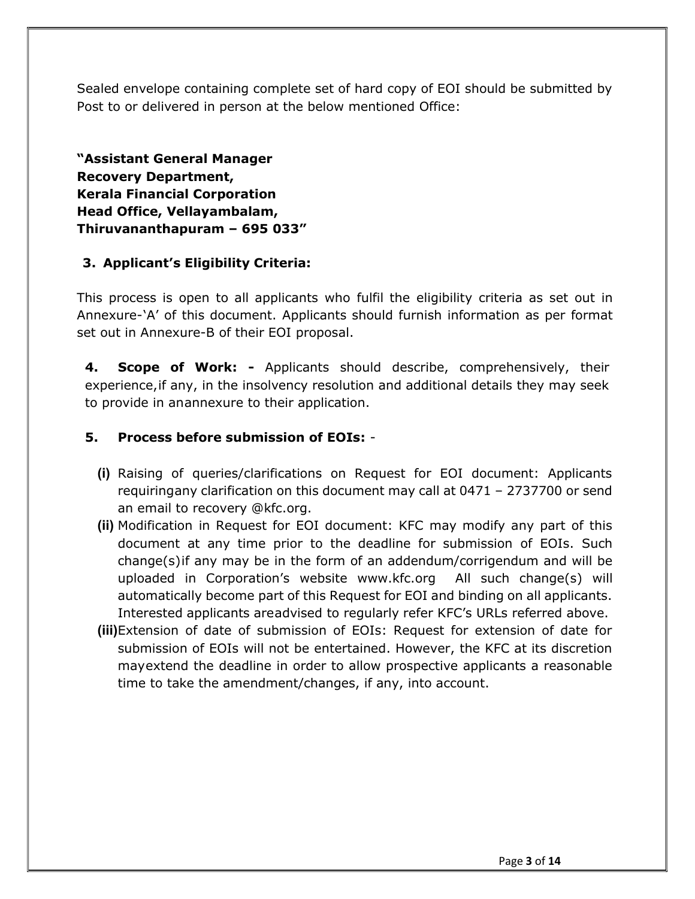Sealed envelope containing complete set of hard copy of EOI should be submitted by Post to or delivered in person at the below mentioned Office:

**"Assistant General Manager**
**Recovery Department,**
**Kerala Financial Corporation**
**Head Office, Vellayambalam,**
**Thiruvananthapuram – 695 033"**

### 3. Applicant's Eligibility Criteria:

This process is open to all applicants who fulfil the eligibility criteria as set out in Annexure-'A' of this document. Applicants should furnish information as per format set out in Annexure-B of their EOI proposal.

**4. Scope of Work: -** Applicants should describe, comprehensively, their experience,if any, in the insolvency resolution and additional details they may seek to provide in anannexure to their application.

### 5. Process before submission of EOIs: -

**(i)** Raising of queries/clarifications on Request for EOI document: Applicants requiringany clarification on this document may call at 0471 – 2737700 or send an email to recovery @kfc.org.

**(ii)** Modification in Request for EOI document: KFC may modify any part of this document at any time prior to the deadline for submission of EOIs. Such change(s)if any may be in the form of an addendum/corrigendum and will be uploaded in Corporation's website www.kfc.org All such change(s) will automatically become part of this Request for EOI and binding on all applicants. Interested applicants areadvised to regularly refer KFC's URLs referred above.

**(iii)** Extension of date of submission of EOIs: Request for extension of date for submission of EOIs will not be entertained. However, the KFC at its discretion mayextend the deadline in order to allow prospective applicants a reasonable time to take the amendment/changes, if any, into account.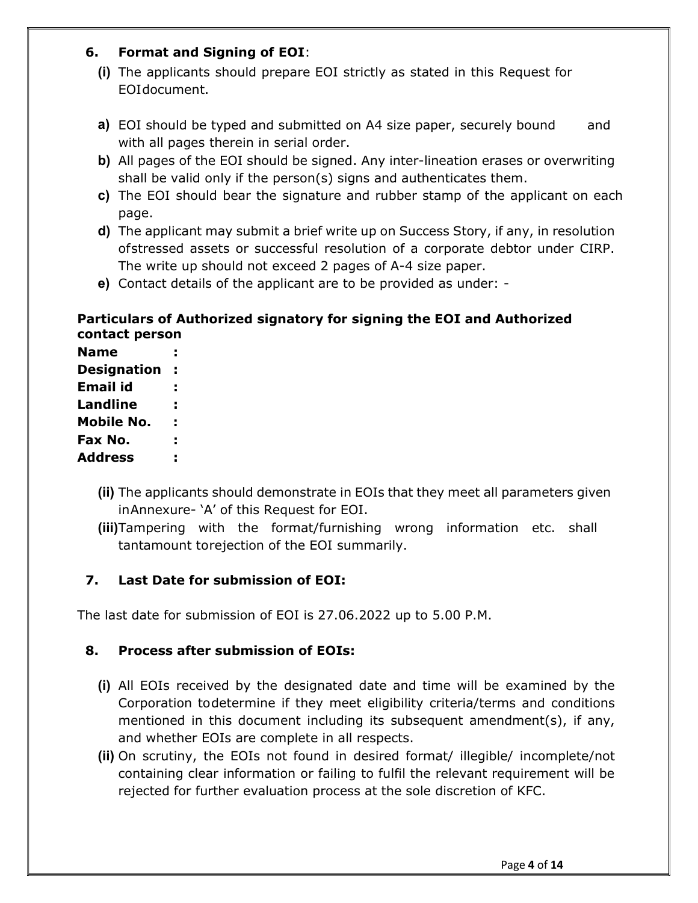## 6. Format and Signing of EOI:

**(i)** The applicants should prepare EOI strictly as stated in this Request for EOIdocument.

**a)** EOI should be typed and submitted on A4 size paper, securely bound and with all pages therein in serial order.

**b)** All pages of the EOI should be signed. Any inter-lineation erases or overwriting shall be valid only if the person(s) signs and authenticates them.

**c)** The EOI should bear the signature and rubber stamp of the applicant on each page.

**d)** The applicant may submit a brief write up on Success Story, if any, in resolution ofstressed assets or successful resolution of a corporate debtor under CIRP. The write up should not exceed 2 pages of A-4 size paper.

**e)** Contact details of the applicant are to be provided as under: -

**Particulars of Authorized signatory for signing the EOI and Authorized contact person**

**Name :**
**Designation :**
**Email id :**
**Landline :**
**Mobile No. :**
**Fax No. :**
**Address :**

**(ii)** The applicants should demonstrate in EOIs that they meet all parameters given inAnnexure- 'A' of this Request for EOI.

**(iii)** Tampering with the format/furnishing wrong information etc. shall tantamount torejection of the EOI summarily.

## 7. Last Date for submission of EOI:

The last date for submission of EOI is 27.06.2022 up to 5.00 P.M.

## 8. Process after submission of EOIs:

**(i)** All EOIs received by the designated date and time will be examined by the Corporation todetermine if they meet eligibility criteria/terms and conditions mentioned in this document including its subsequent amendment(s), if any, and whether EOIs are complete in all respects.

**(ii)** On scrutiny, the EOIs not found in desired format/ illegible/ incomplete/not containing clear information or failing to fulfil the relevant requirement will be rejected for further evaluation process at the sole discretion of KFC.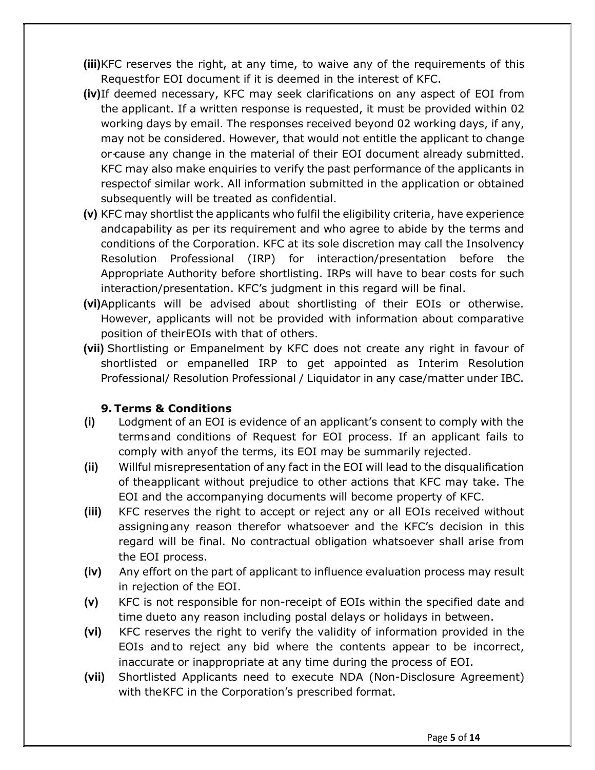**(iii)** KFC reserves the right, at any time, to waive any of the requirements of this Requestfor EOI document if it is deemed in the interest of KFC.

**(iv)** If deemed necessary, KFC may seek clarifications on any aspect of EOI from the applicant. If a written response is requested, it must be provided within 02 working days by email. The responses received beyond 02 working days, if any, may not be considered. However, that would not entitle the applicant to change or cause any change in the material of their EOI document already submitted. KFC may also make enquiries to verify the past performance of the applicants in respectof similar work. All information submitted in the application or obtained subsequently will be treated as confidential.

**(v)** KFC may shortlist the applicants who fulfil the eligibility criteria, have experience andcapability as per its requirement and who agree to abide by the terms and conditions of the Corporation. KFC at its sole discretion may call the Insolvency Resolution Professional (IRP) for interaction/presentation before the Appropriate Authority before shortlisting. IRPs will have to bear costs for such interaction/presentation. KFC's judgment in this regard will be final.

**(vi)** Applicants will be advised about shortlisting of their EOIs or otherwise. However, applicants will not be provided with information about comparative position of theirEOIs with that of others.

**(vii)** Shortlisting or Empanelment by KFC does not create any right in favour of shortlisted or empanelled IRP to get appointed as Interim Resolution Professional/ Resolution Professional / Liquidator in any case/matter under IBC.

### 9. Terms & Conditions

**(i)** Lodgment of an EOI is evidence of an applicant's consent to comply with the termsand conditions of Request for EOI process. If an applicant fails to comply with anyof the terms, its EOI may be summarily rejected.

**(ii)** Willful misrepresentation of any fact in the EOI will lead to the disqualification of theapplicant without prejudice to other actions that KFC may take. The EOI and the accompanying documents will become property of KFC.

**(iii)** KFC reserves the right to accept or reject any or all EOIs received without assigningany reason therefor whatsoever and the KFC's decision in this regard will be final. No contractual obligation whatsoever shall arise from the EOI process.

**(iv)** Any effort on the part of applicant to influence evaluation process may result in rejection of the EOI.

**(v)** KFC is not responsible for non-receipt of EOIs within the specified date and time dueto any reason including postal delays or holidays in between.

**(vi)** KFC reserves the right to verify the validity of information provided in the EOIs and to reject any bid where the contents appear to be incorrect, inaccurate or inappropriate at any time during the process of EOI.

**(vii)** Shortlisted Applicants need to execute NDA (Non-Disclosure Agreement) with theKFC in the Corporation's prescribed format.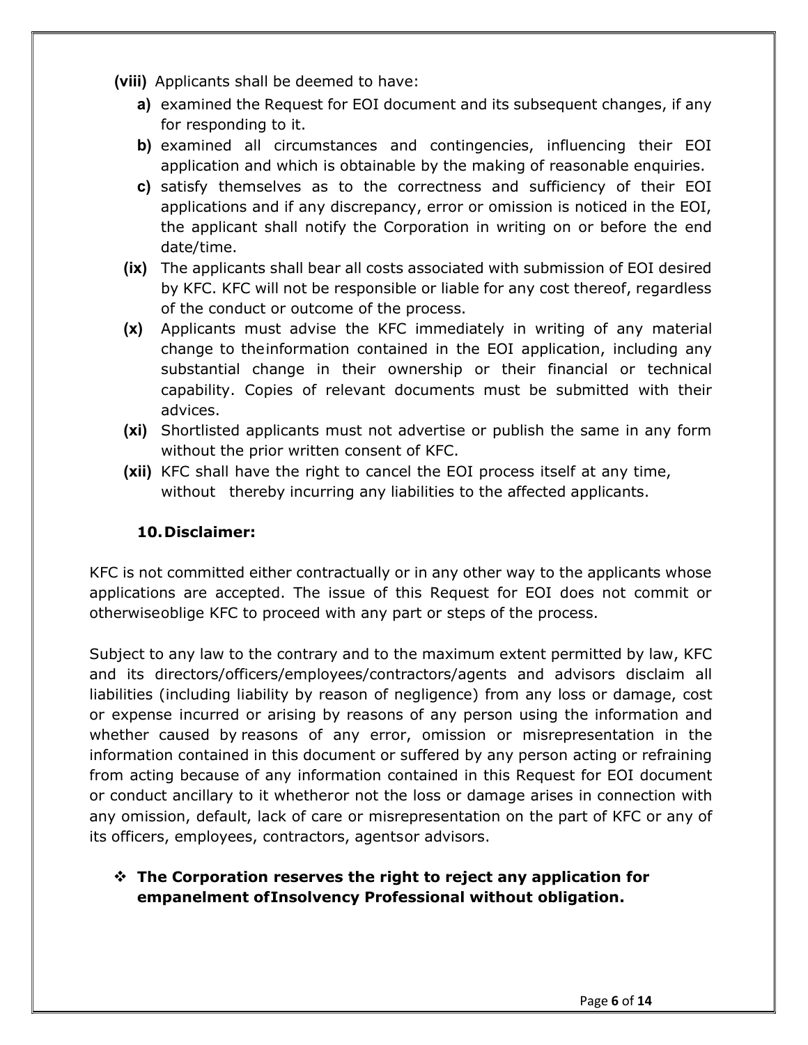**(viii)** Applicants shall be deemed to have:

- **a)** examined the Request for EOI document and its subsequent changes, if any for responding to it.
- **b)** examined all circumstances and contingencies, influencing their EOI application and which is obtainable by the making of reasonable enquiries.
- **c)** satisfy themselves as to the correctness and sufficiency of their EOI applications and if any discrepancy, error or omission is noticed in the EOI, the applicant shall notify the Corporation in writing on or before the end date/time.

**(ix)** The applicants shall bear all costs associated with submission of EOI desired by KFC. KFC will not be responsible or liable for any cost thereof, regardless of the conduct or outcome of the process.

**(x)** Applicants must advise the KFC immediately in writing of any material change to theinformation contained in the EOI application, including any substantial change in their ownership or their financial or technical capability. Copies of relevant documents must be submitted with their advices.

**(xi)** Shortlisted applicants must not advertise or publish the same in any form without the prior written consent of KFC.

**(xii)** KFC shall have the right to cancel the EOI process itself at any time, without thereby incurring any liabilities to the affected applicants.

## 10. Disclaimer:

KFC is not committed either contractually or in any other way to the applicants whose applications are accepted. The issue of this Request for EOI does not commit or otherwiseoblige KFC to proceed with any part or steps of the process.

Subject to any law to the contrary and to the maximum extent permitted by law, KFC and its directors/officers/employees/contractors/agents and advisors disclaim all liabilities (including liability by reason of negligence) from any loss or damage, cost or expense incurred or arising by reasons of any person using the information and whether caused by reasons of any error, omission or misrepresentation in the information contained in this document or suffered by any person acting or refraining from acting because of any information contained in this Request for EOI document or conduct ancillary to it whetheror not the loss or damage arises in connection with any omission, default, lack of care or misrepresentation on the part of KFC or any of its officers, employees, contractors, agentsor advisors.

- **The Corporation reserves the right to reject any application for empanelment ofInsolvency Professional without obligation.**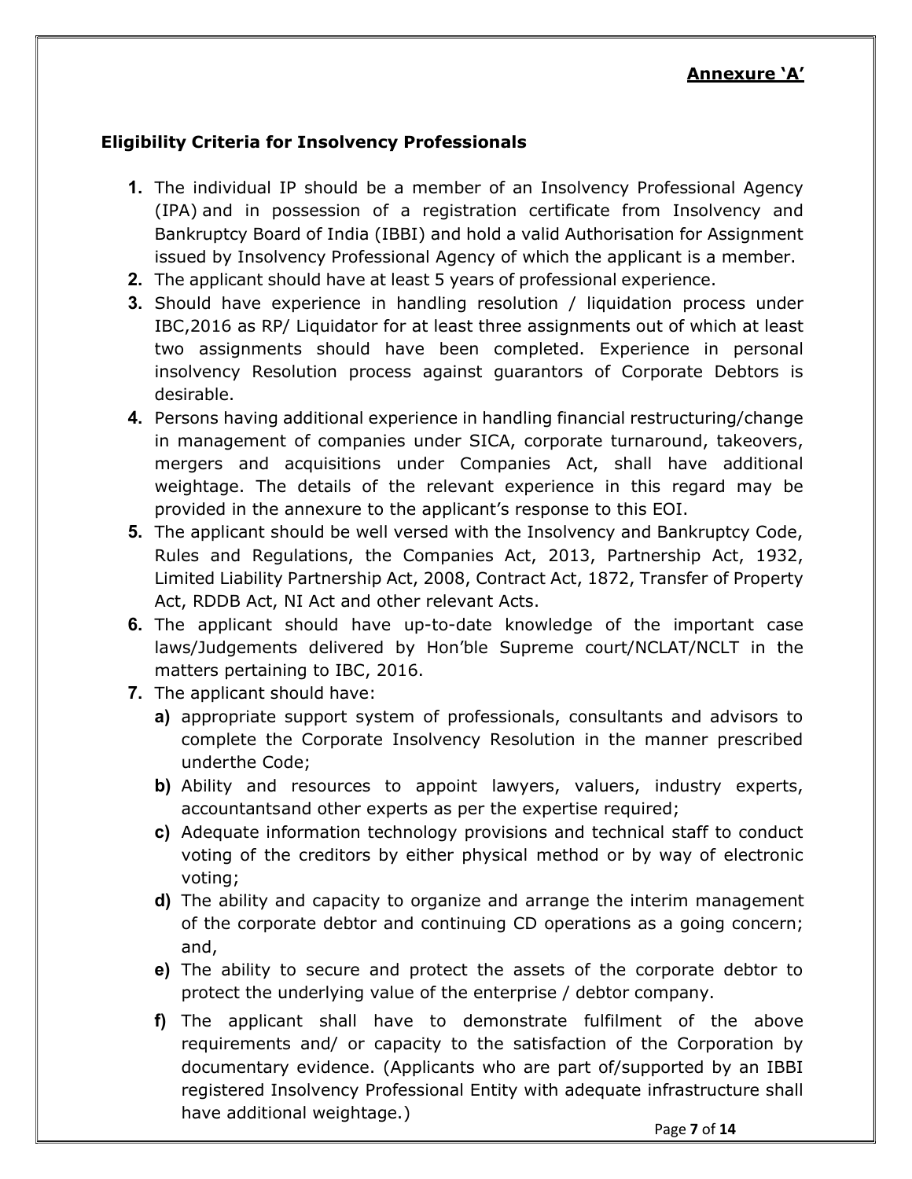**Annexure 'A'**

### Eligibility Criteria for Insolvency Professionals

1. The individual IP should be a member of an Insolvency Professional Agency (IPA) and in possession of a registration certificate from Insolvency and Bankruptcy Board of India (IBBI) and hold a valid Authorisation for Assignment issued by Insolvency Professional Agency of which the applicant is a member.
2. The applicant should have at least 5 years of professional experience.
3. Should have experience in handling resolution / liquidation process under IBC,2016 as RP/ Liquidator for at least three assignments out of which at least two assignments should have been completed. Experience in personal insolvency Resolution process against guarantors of Corporate Debtors is desirable.
4. Persons having additional experience in handling financial restructuring/change in management of companies under SICA, corporate turnaround, takeovers, mergers and acquisitions under Companies Act, shall have additional weightage. The details of the relevant experience in this regard may be provided in the annexure to the applicant's response to this EOI.
5. The applicant should be well versed with the Insolvency and Bankruptcy Code, Rules and Regulations, the Companies Act, 2013, Partnership Act, 1932, Limited Liability Partnership Act, 2008, Contract Act, 1872, Transfer of Property Act, RDDB Act, NI Act and other relevant Acts.
6. The applicant should have up-to-date knowledge of the important case laws/Judgements delivered by Hon'ble Supreme court/NCLAT/NCLT in the matters pertaining to IBC, 2016.
7. The applicant should have:
   - **a)** appropriate support system of professionals, consultants and advisors to complete the Corporate Insolvency Resolution in the manner prescribed underthe Code;
   - **b)** Ability and resources to appoint lawyers, valuers, industry experts, accountantsand other experts as per the expertise required;
   - **c)** Adequate information technology provisions and technical staff to conduct voting of the creditors by either physical method or by way of electronic voting;
   - **d)** The ability and capacity to organize and arrange the interim management of the corporate debtor and continuing CD operations as a going concern; and,
   - **e)** The ability to secure and protect the assets of the corporate debtor to protect the underlying value of the enterprise / debtor company.
   - **f)** The applicant shall have to demonstrate fulfilment of the above requirements and/ or capacity to the satisfaction of the Corporation by documentary evidence. (Applicants who are part of/supported by an IBBI registered Insolvency Professional Entity with adequate infrastructure shall have additional weightage.)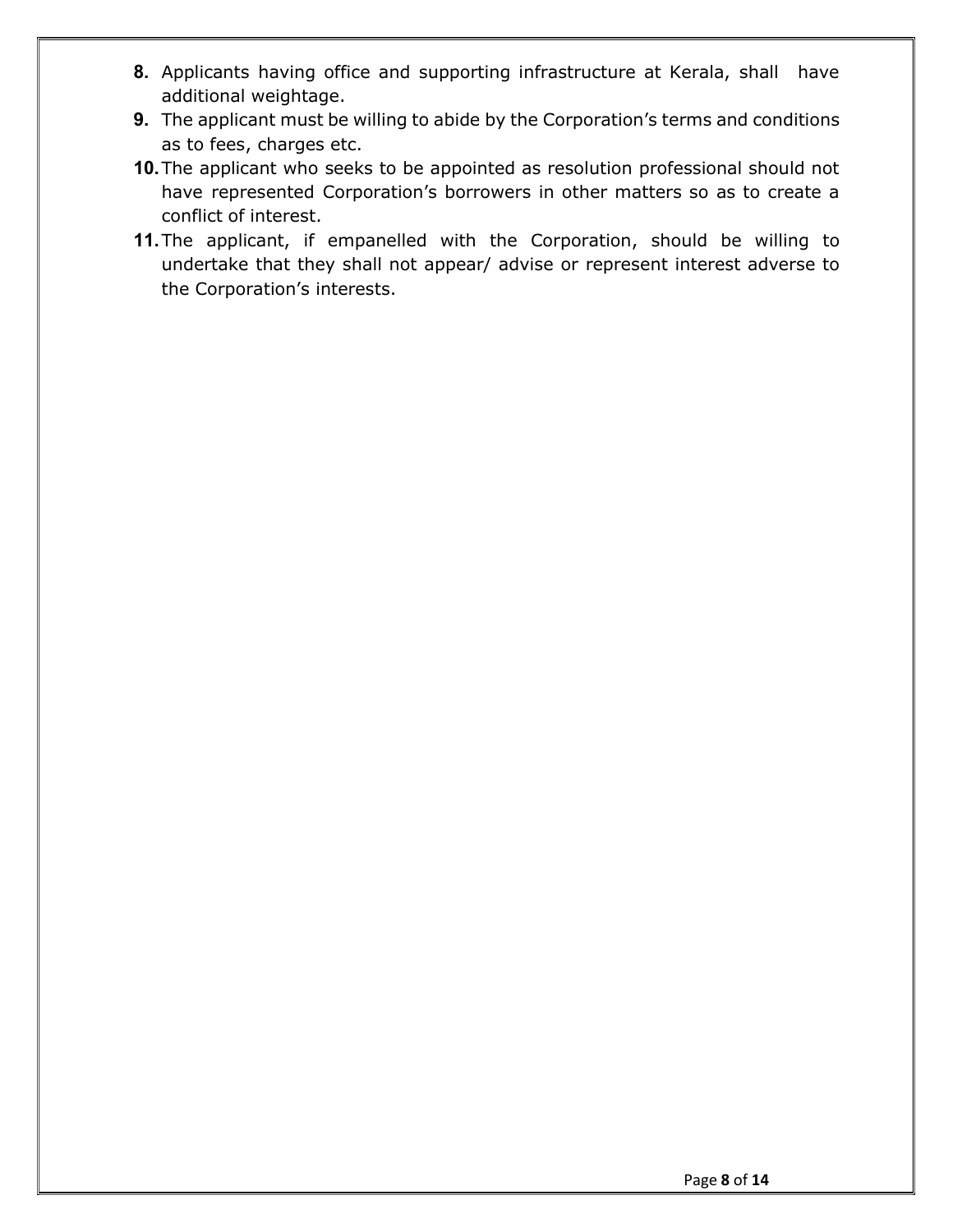8. Applicants having office and supporting infrastructure at Kerala, shall have additional weightage.
9. The applicant must be willing to abide by the Corporation's terms and conditions as to fees, charges etc.
10. The applicant who seeks to be appointed as resolution professional should not have represented Corporation's borrowers in other matters so as to create a conflict of interest.
11. The applicant, if empanelled with the Corporation, should be willing to undertake that they shall not appear/ advise or represent interest adverse to the Corporation's interests.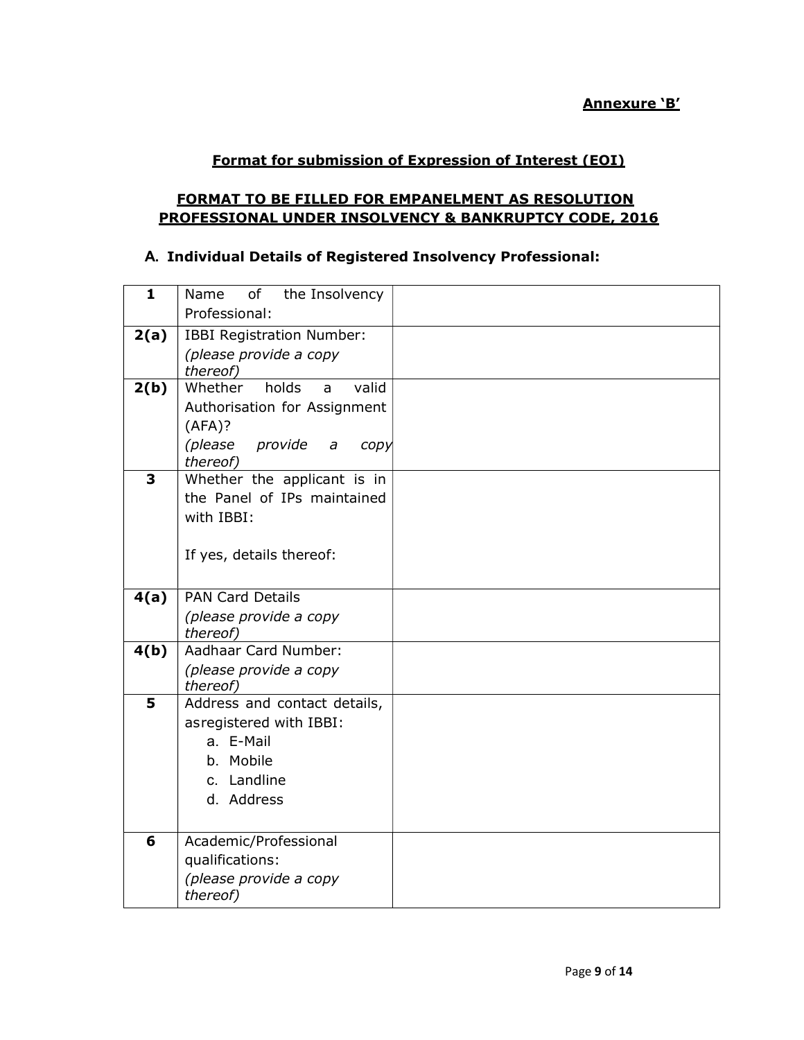**Annexure 'B'**

## Format for submission of Expression of Interest (EOI)

## FORMAT TO BE FILLED FOR EMPANELMENT AS RESOLUTION PROFESSIONAL UNDER INSOLVENCY & BANKRUPTCY CODE, 2016

### A. Individual Details of Registered Insolvency Professional:

| | | |
|---|---|---|
| **1** | Name of the Insolvency Professional: | |
| **2(a)** | IBBI Registration Number: *(please provide a copy thereof)* | |
| **2(b)** | Whether holds a valid Authorisation for Assignment (AFA)? *(please provide a copy thereof)* | |
| **3** | Whether the applicant is in the Panel of IPs maintained with IBBI:<br><br>If yes, details thereof: | |
| **4(a)** | PAN Card Details *(please provide a copy thereof)* | |
| **4(b)** | Aadhaar Card Number: *(please provide a copy thereof)* | |
| **5** | Address and contact details, asregistered with IBBI:<br>a. E-Mail<br>b. Mobile<br>c. Landline<br>d. Address | |
| **6** | Academic/Professional qualifications: *(please provide a copy thereof)* | |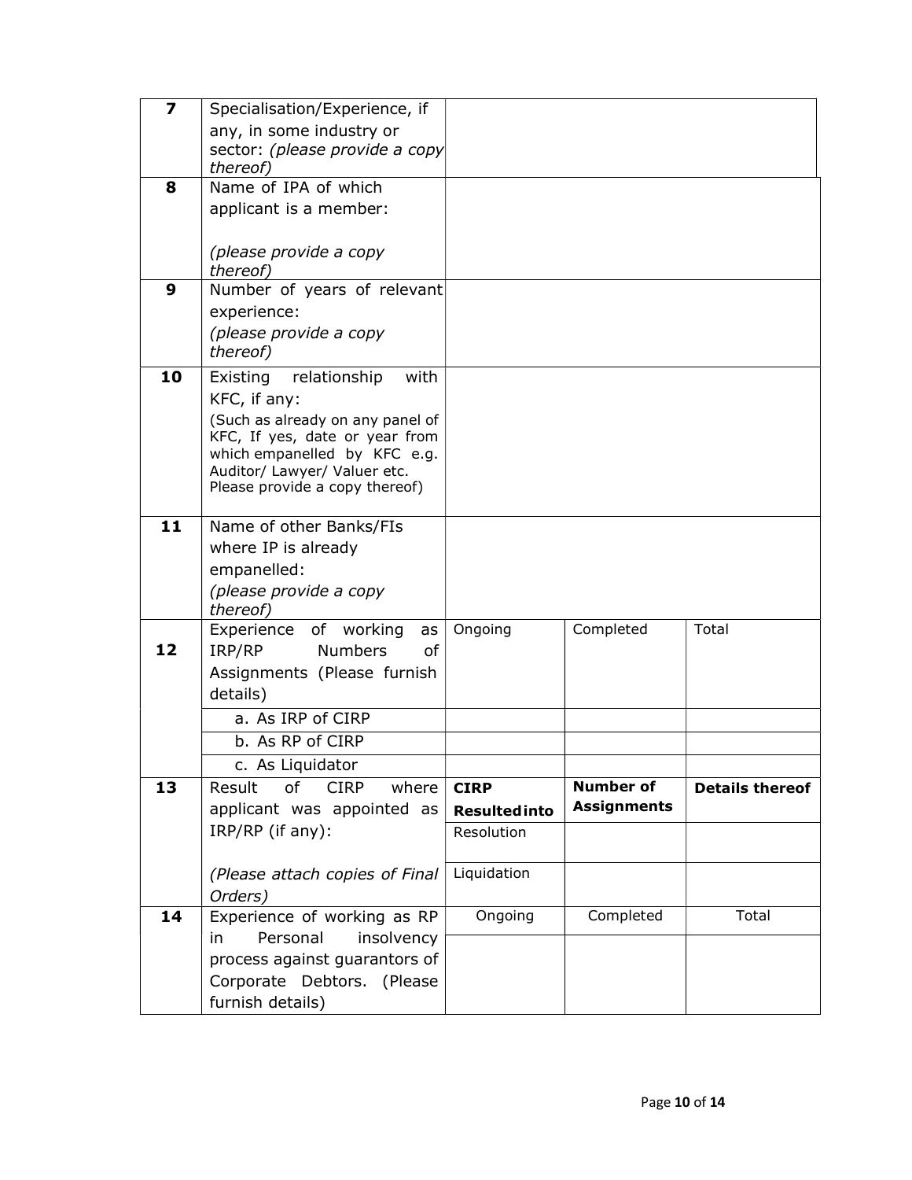| | | | | |
|---|---|---|---|---|
| **7** | Specialisation/Experience, if any, in some industry or sector: *(please provide a copy thereof)* | | | |
| **8** | Name of IPA of which applicant is a member:<br><br>*(please provide a copy thereof)* | | | |
| **9** | Number of years of relevant experience:<br>*(please provide a copy thereof)* | | | |
| **10** | Existing relationship with KFC, if any:<br>(Such as already on any panel of KFC, If yes, date or year from which empanelled by KFC e.g. Auditor/ Lawyer/ Valuer etc. Please provide a copy thereof) | | | |
| **11** | Name of other Banks/FIs where IP is already empanelled:<br>*(please provide a copy thereof)* | | | |
| **12** | Experience of working as IRP/RP Numbers of Assignments (Please furnish details) | Ongoing | Completed | Total |
| | a. As IRP of CIRP | | | |
| | b. As RP of CIRP | | | |
| | c. As Liquidator | | | |
| **13** | Result of CIRP where applicant was appointed as IRP/RP (if any):<br><br>*(Please attach copies of Final Orders)* | **CIRP Resulted into** | **Number of Assignments** | **Details thereof** |
| | | Resolution | | |
| | | Liquidation | | |
| **14** | Experience of working as RP in Personal insolvency process against guarantors of Corporate Debtors. (Please furnish details) | Ongoing | Completed | Total |
| | | | | |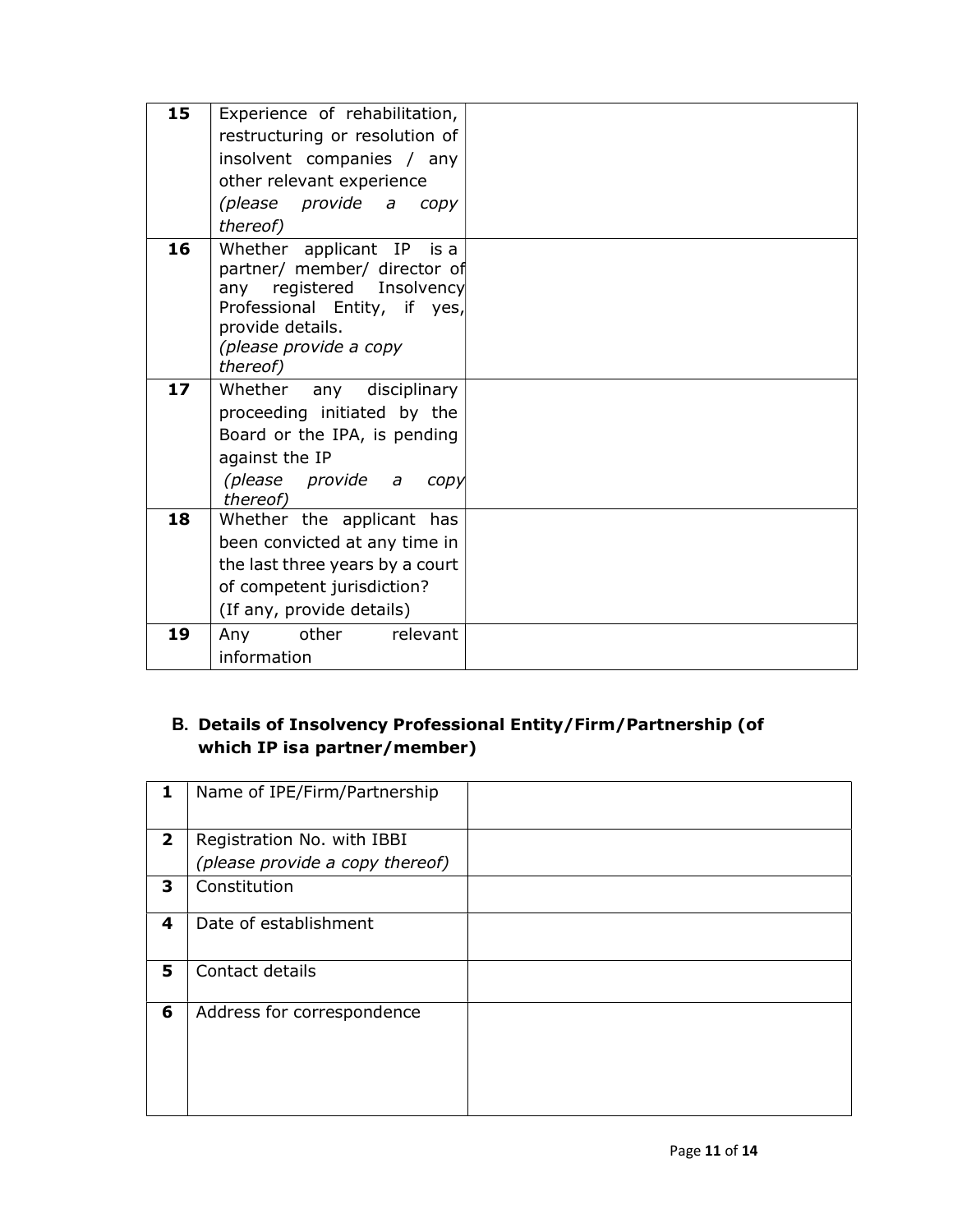| 15 | Experience of rehabilitation, restructuring or resolution of insolvent companies / any other relevant experience *(please provide a copy thereof)* | |
|---|---|---|
| 16 | Whether applicant IP is a partner/ member/ director of any registered Insolvency Professional Entity, if yes, provide details. *(please provide a copy thereof)* | |
| 17 | Whether any disciplinary proceeding initiated by the Board or the IPA, is pending against the IP *(please provide a copy thereof)* | |
| 18 | Whether the applicant has been convicted at any time in the last three years by a court of competent jurisdiction? (If any, provide details) | |
| 19 | Any other relevant information | |

**B. Details of Insolvency Professional Entity/Firm/Partnership (of which IP isa partner/member)**

| 1 | Name of IPE/Firm/Partnership | |
|---|---|---|
| 2 | Registration No. with IBBI *(please provide a copy thereof)* | |
| 3 | Constitution | |
| 4 | Date of establishment | |
| 5 | Contact details | |
| 6 | Address for correspondence | |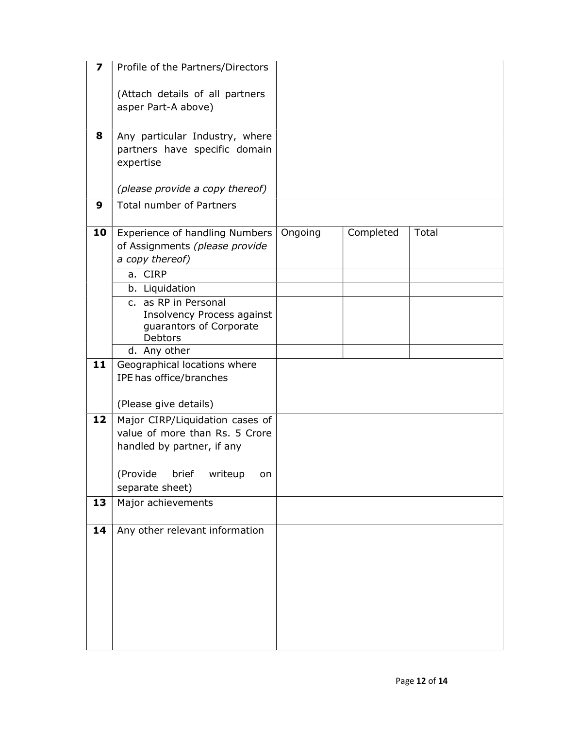| 7 | Profile of the Partners/Directors<br><br>(Attach details of all partners asper Part-A above) | | | |
|---|---|---|---|---|
| 8 | Any particular Industry, where partners have specific domain expertise<br><br>*(please provide a copy thereof)* | | | |
| 9 | Total number of Partners | | | |
| 10 | Experience of handling Numbers of Assignments *(please provide a copy thereof)* | Ongoing | Completed | Total |
| | a. CIRP | | | |
| | b. Liquidation | | | |
| | c. as RP in Personal Insolvency Process against guarantors of Corporate Debtors | | | |
| | d. Any other | | | |
| 11 | Geographical locations where IPE has office/branches<br><br>(Please give details) | | | |
| 12 | Major CIRP/Liquidation cases of value of more than Rs. 5 Crore handled by partner, if any<br><br>(Provide brief writeup on separate sheet) | | | |
| 13 | Major achievements | | | |
| 14 | Any other relevant information | | | |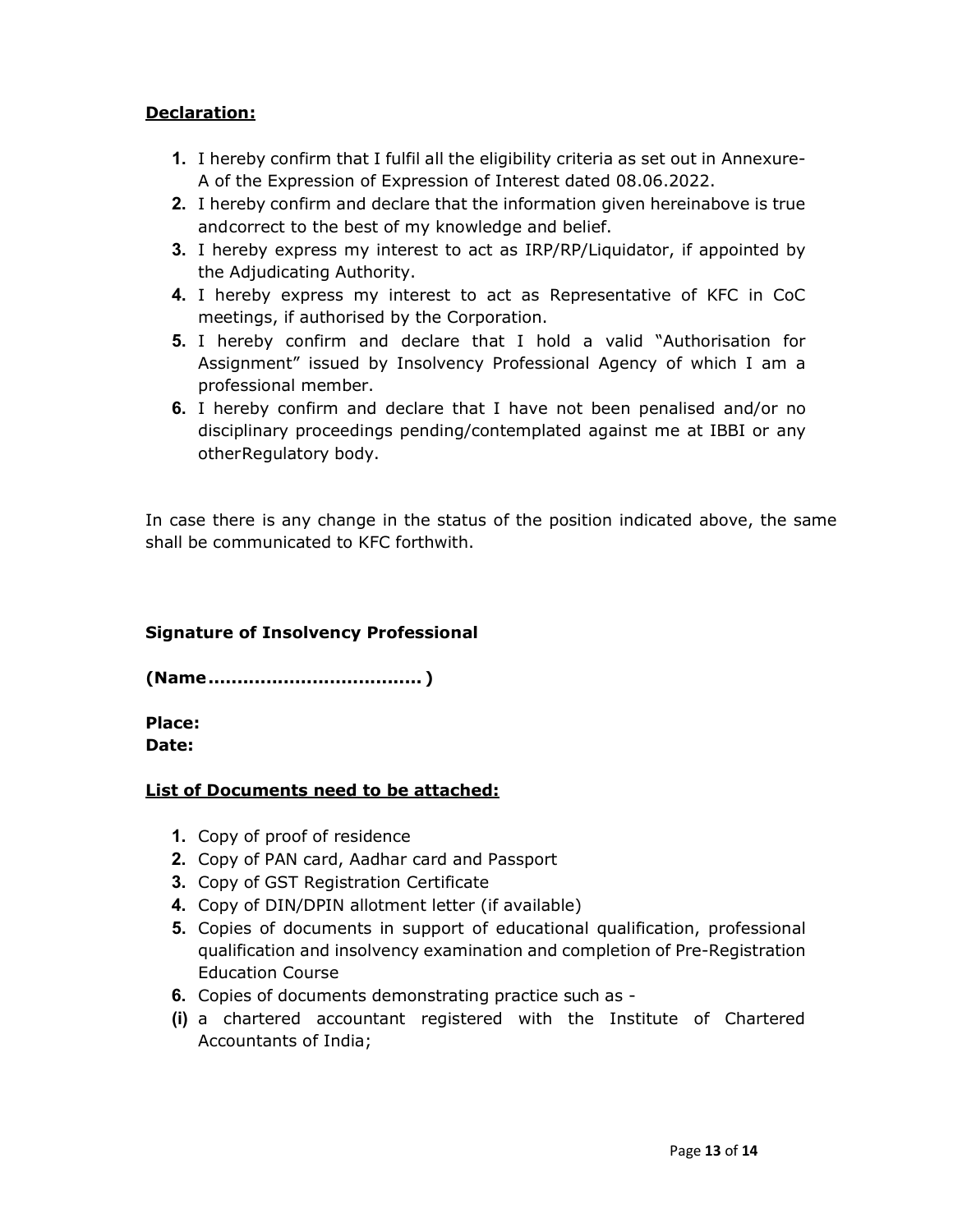**Declaration:**

1. I hereby confirm that I fulfil all the eligibility criteria as set out in Annexure-A of the Expression of Expression of Interest dated 08.06.2022.
2. I hereby confirm and declare that the information given hereinabove is true andcorrect to the best of my knowledge and belief.
3. I hereby express my interest to act as IRP/RP/Liquidator, if appointed by the Adjudicating Authority.
4. I hereby express my interest to act as Representative of KFC in CoC meetings, if authorised by the Corporation.
5. I hereby confirm and declare that I hold a valid "Authorisation for Assignment" issued by Insolvency Professional Agency of which I am a professional member.
6. I hereby confirm and declare that I have not been penalised and/or no disciplinary proceedings pending/contemplated against me at IBBI or any otherRegulatory body.

In case there is any change in the status of the position indicated above, the same shall be communicated to KFC forthwith.

**Signature of Insolvency Professional**

**(Name.................................... )**

**Place:**
**Date:**

**List of Documents need to be attached:**

1. Copy of proof of residence
2. Copy of PAN card, Aadhar card and Passport
3. Copy of GST Registration Certificate
4. Copy of DIN/DPIN allotment letter (if available)
5. Copies of documents in support of educational qualification, professional qualification and insolvency examination and completion of Pre-Registration Education Course
6. Copies of documents demonstrating practice such as -

**(i)** a chartered accountant registered with the Institute of Chartered Accountants of India;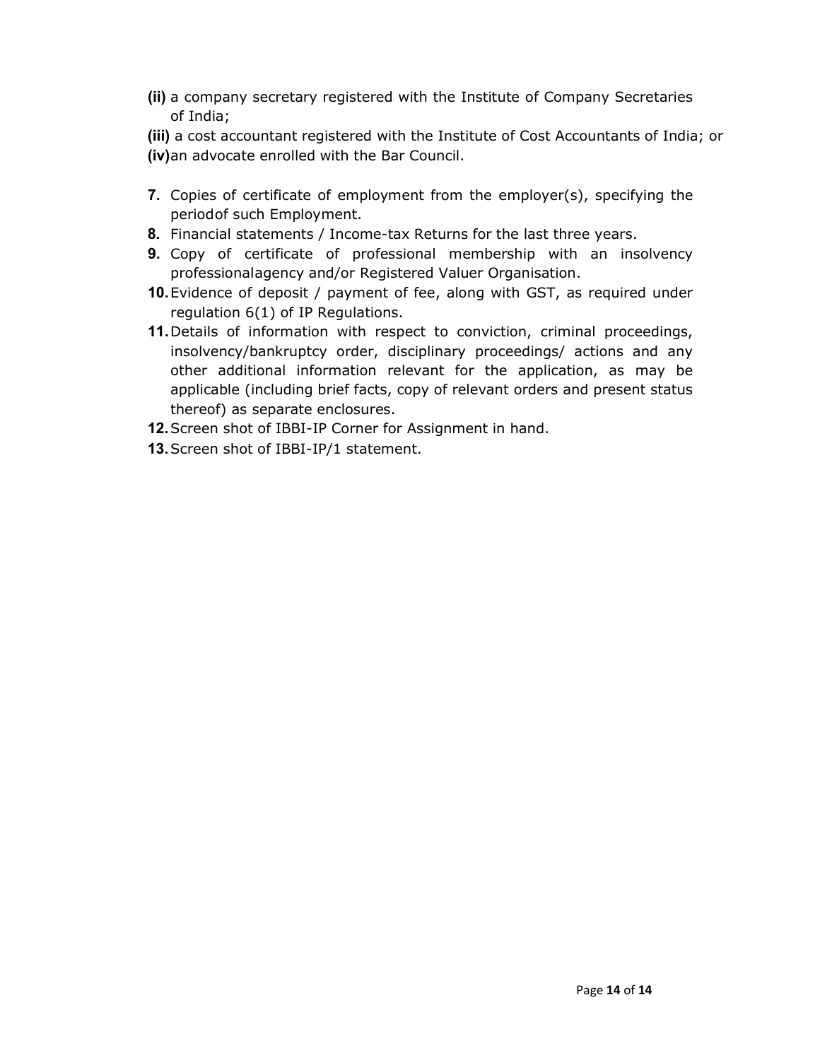**(ii)** a company secretary registered with the Institute of Company Secretaries of India;

**(iii)** a cost accountant registered with the Institute of Cost Accountants of India; or

**(iv)** an advocate enrolled with the Bar Council.

**7.** Copies of certificate of employment from the employer(s), specifying the periodof such Employment.

**8.** Financial statements / Income-tax Returns for the last three years.

**9.** Copy of certificate of professional membership with an insolvency professionalagency and/or Registered Valuer Organisation.

**10.** Evidence of deposit / payment of fee, along with GST, as required under regulation 6(1) of IP Regulations.

**11.** Details of information with respect to conviction, criminal proceedings, insolvency/bankruptcy order, disciplinary proceedings/ actions and any other additional information relevant for the application, as may be applicable (including brief facts, copy of relevant orders and present status thereof) as separate enclosures.

**12.** Screen shot of IBBI-IP Corner for Assignment in hand.

**13.** Screen shot of IBBI-IP/1 statement.